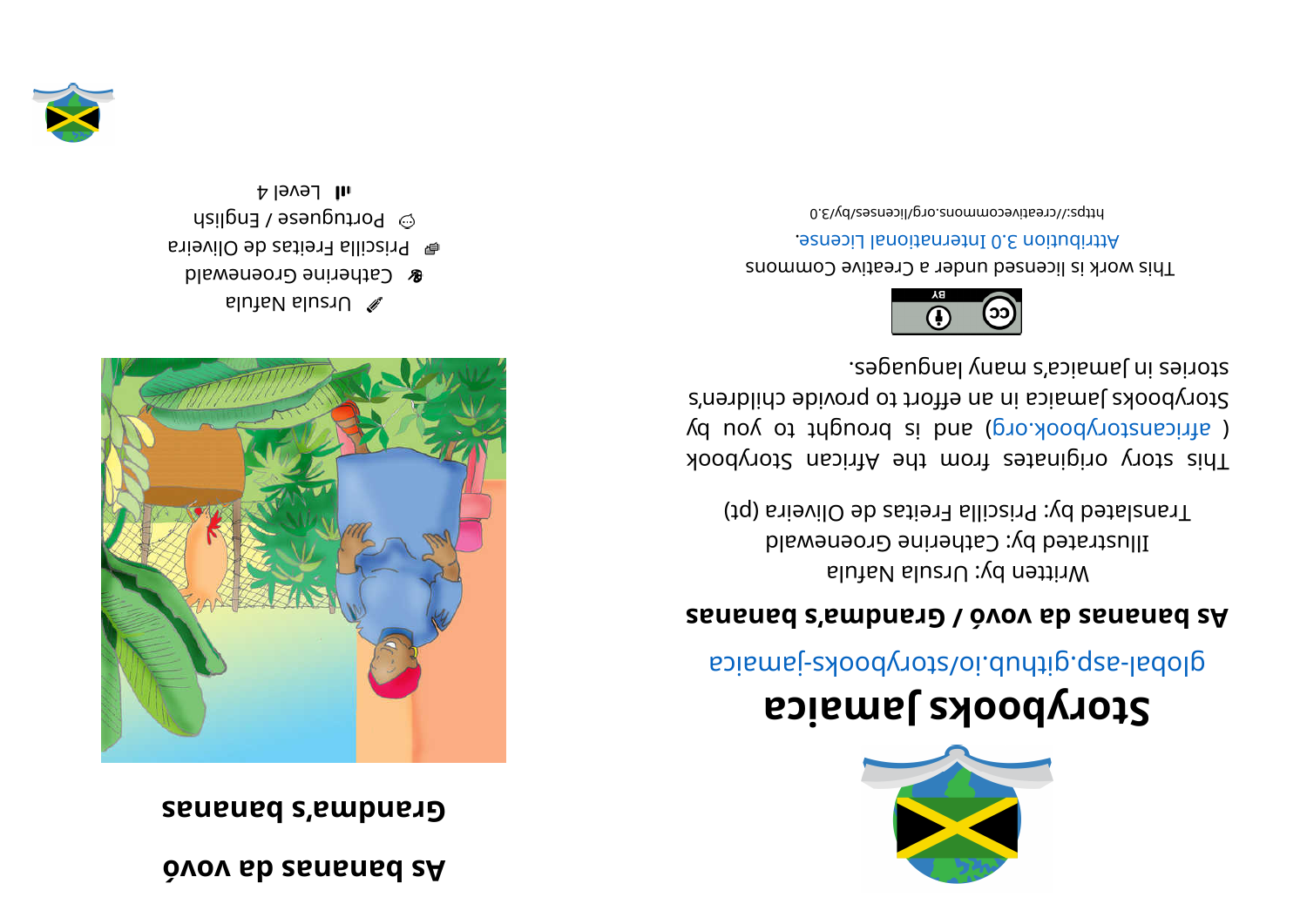# As bananas da vovó

## Grandma's bananas

Ursula Nafula

Catherine Groenewald

Priscilla Freitas de Oliveira

Portuguese / English

Level 4

# Storybooks Jamaica

global-asp.github.io/storybooks-jamaica

**As bananas da vovó / Grandma's bananas**

Written by: Ursula Nafula

Illustrated by: Catherine Groenewald

Translated by: Priscilla Freitas de Oliveira (pt)

This story originates from the African Storybook ( africanstorybook.org ) and is brought to you by Storybooks Jamaica in an effort to provide children's stories in Jamaica's many languages.

This work is licensed under a Creative Commons Attribution 3.0 International License.

https://creativecommons.org/licenses/by/3.0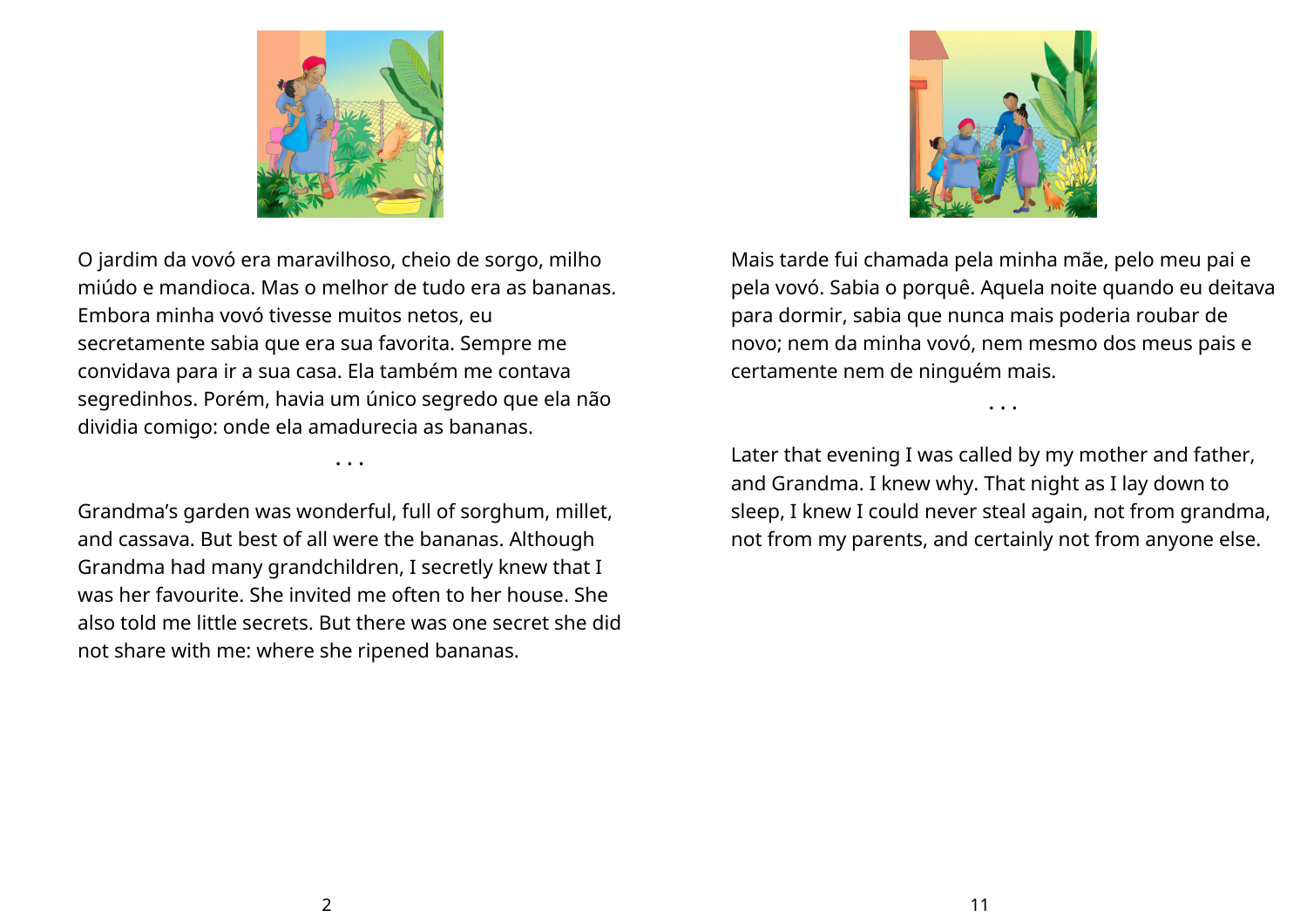O jardim da vovó era maravilhoso, cheio de sorgo, milho miúdo e mandioca. Mas o melhor de tudo era as bananas. Embora minha vovó tivesse muitos netos, eu secretamente sabia que era sua favorita. Sempre me convidava para ir a sua casa. Ela também me contava segredinhos. Porém, havia um único segredo que ela não dividia comigo: onde ela amadurecia as bananas.

• • •

Grandma's garden was wonderful, full of sorghum, millet, and cassava. But best of all were the bananas. Although Grandma had many grandchildren, I secretly knew that I was her favourite. She invited me often to her house. She also told me little secrets. But there was one secret she did not share with me: where she ripened bananas.

Mais tarde fui chamada pela minha mãe, pelo meu pai e pela vovó. Sabia o porquê. Aquela noite quando eu deitava para dormir, sabia que nunca mais poderia roubar de novo; nem da minha vovó, nem mesmo dos meus pais e certamente nem de ninguém mais.

• • •

Later that evening I was called by my mother and father, and Grandma. I knew why. That night as I lay down to sleep, I knew I could never steal again, not from grandma, not from my parents, and certainly not from anyone else.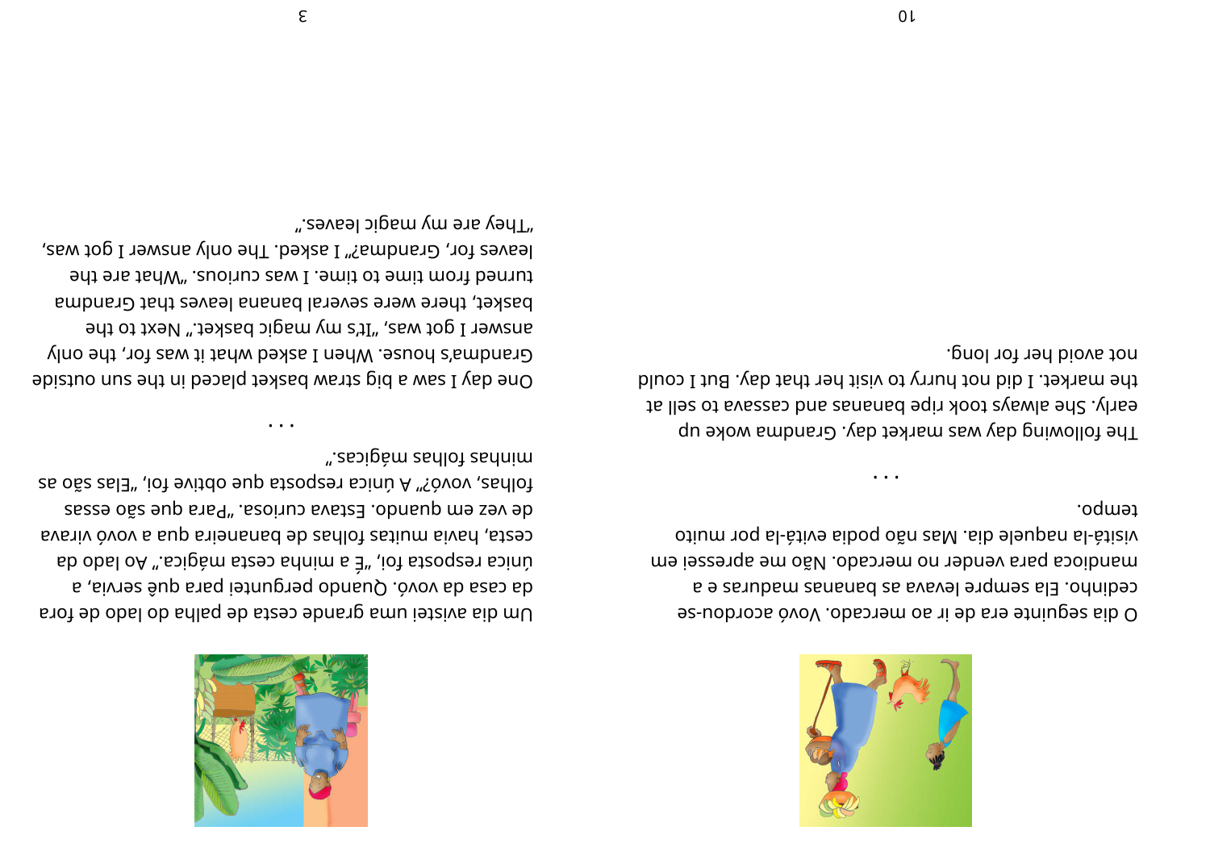O dia seguinte era de ir ao mercado. Vovó acordou-se cedinho. Ela sempre levava as bananas maduras e a mandioca para vender no mercado. Não me apressei em visitá-la naquele dia. Mas não podia evitá-la por muito tempo.

. . .

The following day was market day. Grandma woke up early. She always took ripe bananas and cassava to sell at the market. I did not hurry to visit her that day. But I could not avoid her for long.

Um dia avistei uma grande cesta de palha do lado de fora da casa da vovó. Quando perguntei para quê servia, a única resposta foi, „É a minha cesta mágica." Ao lado da cesta, havia muitas folhas de bananeira qua a vovó virava de vez em quando. Estava curiosa. „Para que são essas folhas, vovó?" A única resposta que obtive foi, „Elas são as minhas folhas mágicas."

. . .

One day I saw a big straw basket placed in the sun outside Grandma's house. When I asked what it was for, the only answer I got was, „It's my magic basket." Next to the basket, there were several banana leaves that Grandma turned from time to time. I was curious. „What are the leaves for, Grandma?" I asked. The only answer I got was, „They are my magic leaves."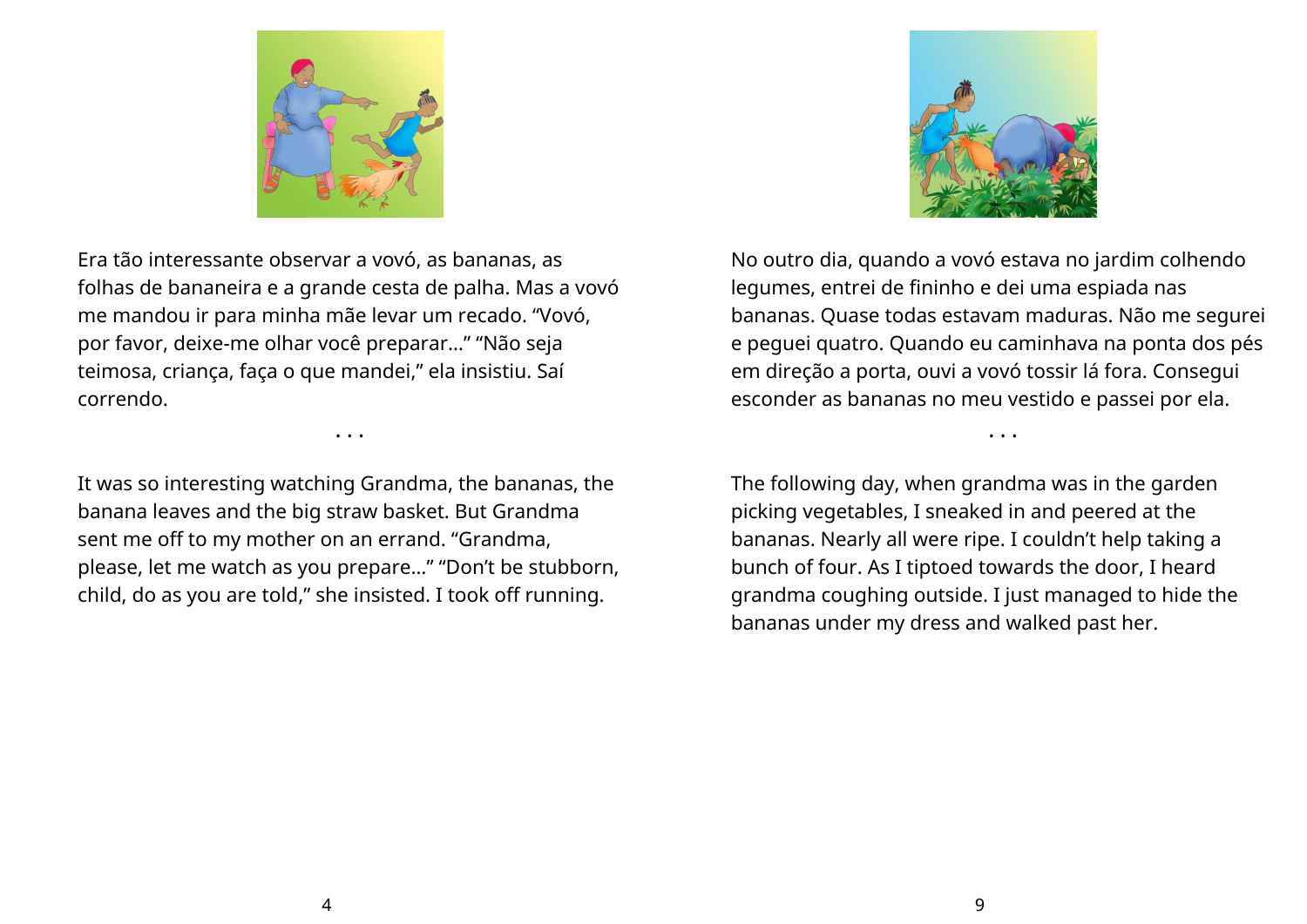Era tão interessante observar a vovó, as bananas, as folhas de bananeira e a grande cesta de palha. Mas a vovó me mandou ir para minha mãe levar um recado. "Vovó, por favor, deixe-me olhar você preparar..." "Não seja teimosa, criança, faça o que mandei," ela insistiu. Saí correndo.

...

It was so interesting watching Grandma, the bananas, the banana leaves and the big straw basket. But Grandma sent me off to my mother on an errand. "Grandma, please, let me watch as you prepare..." "Don't be stubborn, child, do as you are told," she insisted. I took off running.

No outro dia, quando a vovó estava no jardim colhendo legumes, entrei de fininho e dei uma espiada nas bananas. Quase todas estavam maduras. Não me segurei e peguei quatro. Quando eu caminhava na ponta dos pés em direção a porta, ouvi a vovó tossir lá fora. Consegui esconder as bananas no meu vestido e passei por ela.

...

The following day, when grandma was in the garden picking vegetables, I sneaked in and peered at the bananas. Nearly all were ripe. I couldn't help taking a bunch of four. As I tiptoed towards the door, I heard grandma coughing outside. I just managed to hide the bananas under my dress and walked past her.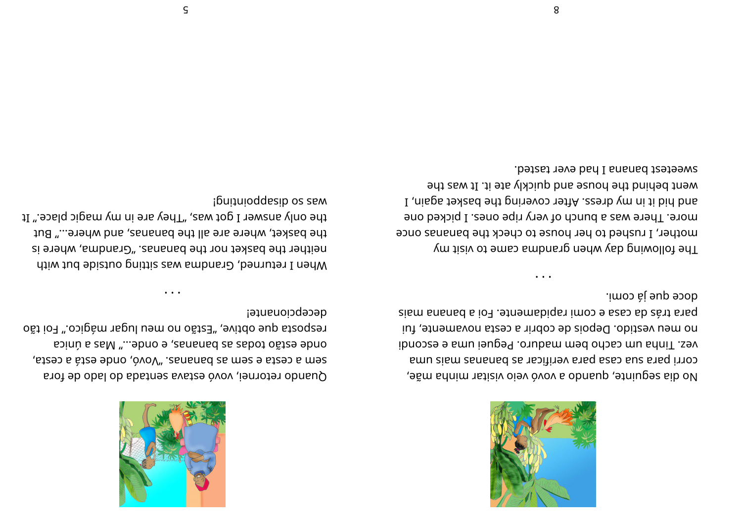Quando retornei, vovó estava sentada do lado de fora sem a cesta e sem as bananas. „Vovó, onde está a cesta, onde estão todas as bananas, e onde..." Mas a única resposta que obtive, „Estão no meu lugar mágico." Foi tão decepcionante!

. . .

When I returned, Grandma was sitting outside but with neither the basket nor the bananas. „Grandma, where is the basket, where are all the bananas, and where..." But the only answer I got was, „They are in my magic place." It was so disappointing!

No dia seguinte, quando a vovó veio visitar minha mãe, corri para sua casa para verificar as bananas mais uma vez. Tinha um cacho bem maduro. Peguei uma e escondi no meu vestido. Depois de cobrir a cesta novamente, fui para trás da casa e comi rapidamente. Foi a banana mais doce que já comi.

. . .

The following day when grandma came to visit my mother, I rushed to her house to check the bananas once more. There was a bunch of very ripe ones. I picked one and hid it in my dress. After covering the basket again, I went behind the house and quickly ate it. It was the sweetest banana I had ever tasted.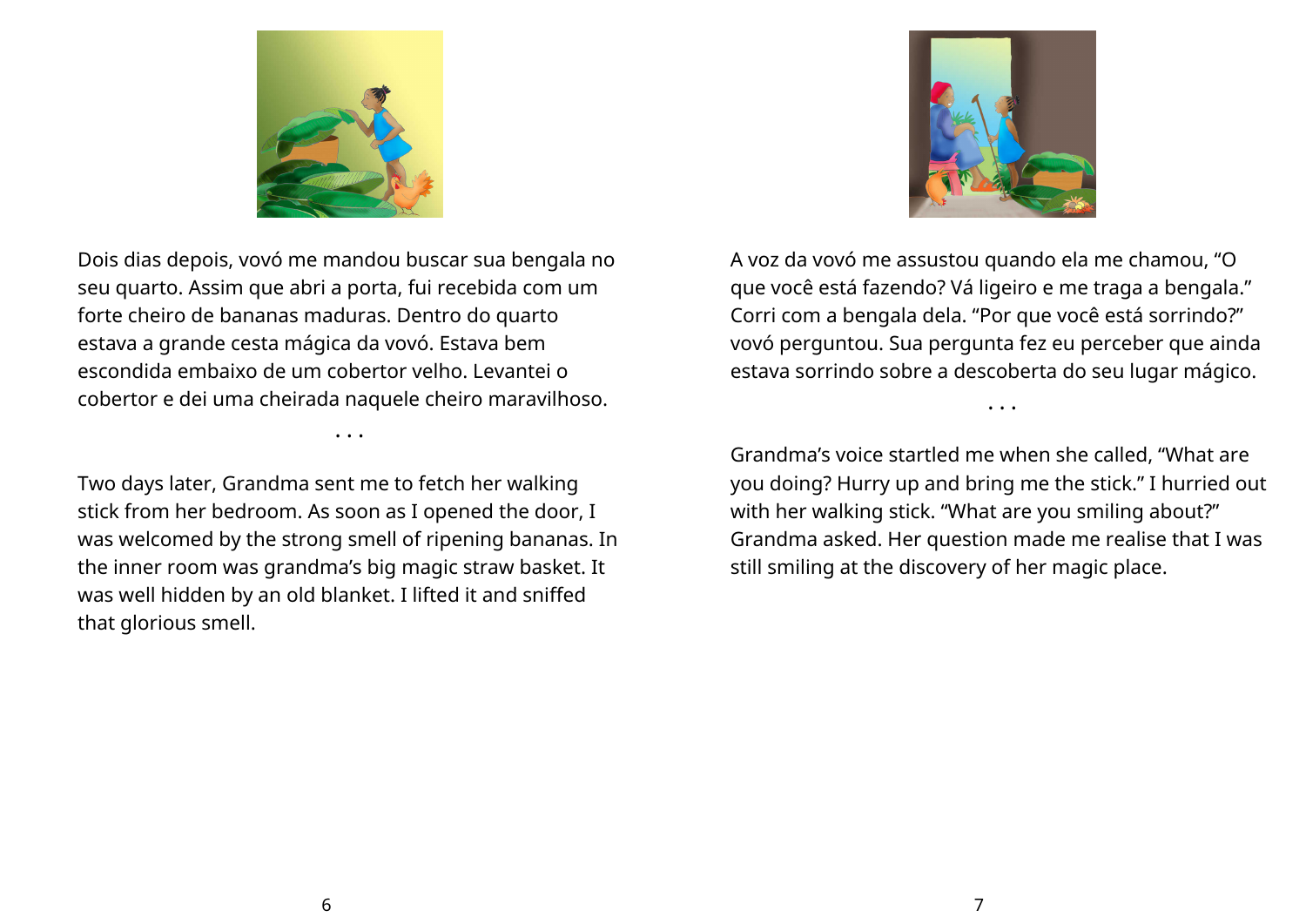Dois dias depois, vovó me mandou buscar sua bengala no seu quarto. Assim que abri a porta, fui recebida com um forte cheiro de bananas maduras. Dentro do quarto estava a grande cesta mágica da vovó. Estava bem escondida embaixo de um cobertor velho. Levantei o cobertor e dei uma cheirada naquele cheiro maravilhoso.

. . .

Two days later, Grandma sent me to fetch her walking stick from her bedroom. As soon as I opened the door, I was welcomed by the strong smell of ripening bananas. In the inner room was grandma's big magic straw basket. It was well hidden by an old blanket. I lifted it and sniffed that glorious smell.

A voz da vovó me assustou quando ela me chamou, "O que você está fazendo? Vá ligeiro e me traga a bengala." Corri com a bengala dela. "Por que você está sorrindo?" vovó perguntou. Sua pergunta fez eu perceber que ainda estava sorrindo sobre a descoberta do seu lugar mágico.

. . .

Grandma's voice startled me when she called, "What are you doing? Hurry up and bring me the stick." I hurried out with her walking stick. "What are you smiling about?" Grandma asked. Her question made me realise that I was still smiling at the discovery of her magic place.